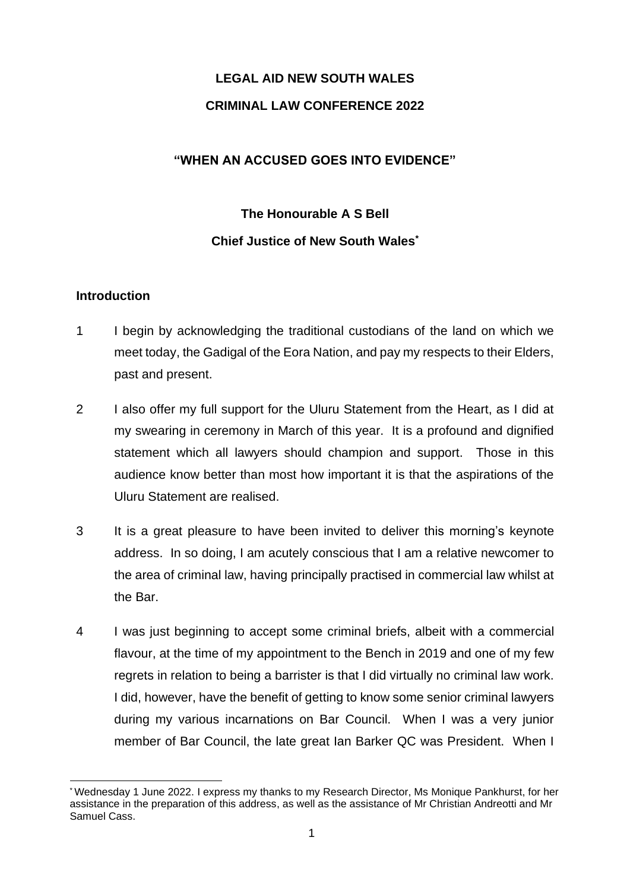**LEGAL AID NEW SOUTH WALES**

**CRIMINAL LAW CONFERENCE 2022**

**"WHEN AN ACCUSED GOES INTO EVIDENCE"**

**The Honourable A S Bell**

**Chief Justice of New South Wales***

**Introduction**

1 I begin by acknowledging the traditional custodians of the land on which we meet today, the Gadigal of the Eora Nation, and pay my respects to their Elders, past and present.

2 I also offer my full support for the Uluru Statement from the Heart, as I did at my swearing in ceremony in March of this year. It is a profound and dignified statement which all lawyers should champion and support. Those in this audience know better than most how important it is that the aspirations of the Uluru Statement are realised.

3 It is a great pleasure to have been invited to deliver this morning's keynote address. In so doing, I am acutely conscious that I am a relative newcomer to the area of criminal law, having principally practised in commercial law whilst at the Bar.

4 I was just beginning to accept some criminal briefs, albeit with a commercial flavour, at the time of my appointment to the Bench in 2019 and one of my few regrets in relation to being a barrister is that I did virtually no criminal law work. I did, however, have the benefit of getting to know some senior criminal lawyers during my various incarnations on Bar Council. When I was a very junior member of Bar Council, the late great Ian Barker QC was President. When I

---

* Wednesday 1 June 2022. I express my thanks to my Research Director, Ms Monique Pankhurst, for her assistance in the preparation of this address, as well as the assistance of Mr Christian Andreotti and Mr Samuel Cass.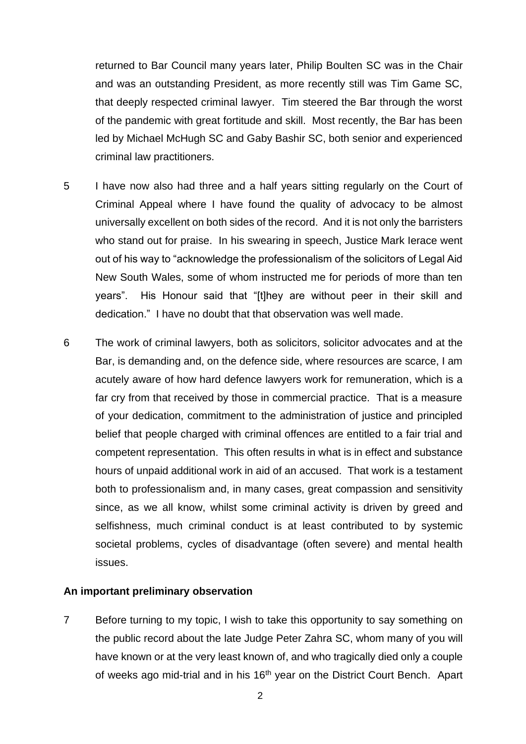returned to Bar Council many years later, Philip Boulten SC was in the Chair and was an outstanding President, as more recently still was Tim Game SC, that deeply respected criminal lawyer. Tim steered the Bar through the worst of the pandemic with great fortitude and skill. Most recently, the Bar has been led by Michael McHugh SC and Gaby Bashir SC, both senior and experienced criminal law practitioners.

5 I have now also had three and a half years sitting regularly on the Court of Criminal Appeal where I have found the quality of advocacy to be almost universally excellent on both sides of the record. And it is not only the barristers who stand out for praise. In his swearing in speech, Justice Mark Ierace went out of his way to "acknowledge the professionalism of the solicitors of Legal Aid New South Wales, some of whom instructed me for periods of more than ten years". His Honour said that "[t]hey are without peer in their skill and dedication." I have no doubt that that observation was well made.

6 The work of criminal lawyers, both as solicitors, solicitor advocates and at the Bar, is demanding and, on the defence side, where resources are scarce, I am acutely aware of how hard defence lawyers work for remuneration, which is a far cry from that received by those in commercial practice. That is a measure of your dedication, commitment to the administration of justice and principled belief that people charged with criminal offences are entitled to a fair trial and competent representation. This often results in what is in effect and substance hours of unpaid additional work in aid of an accused. That work is a testament both to professionalism and, in many cases, great compassion and sensitivity since, as we all know, whilst some criminal activity is driven by greed and selfishness, much criminal conduct is at least contributed to by systemic societal problems, cycles of disadvantage (often severe) and mental health issues.

**An important preliminary observation**

7 Before turning to my topic, I wish to take this opportunity to say something on the public record about the late Judge Peter Zahra SC, whom many of you will have known or at the very least known of, and who tragically died only a couple of weeks ago mid-trial and in his 16th year on the District Court Bench. Apart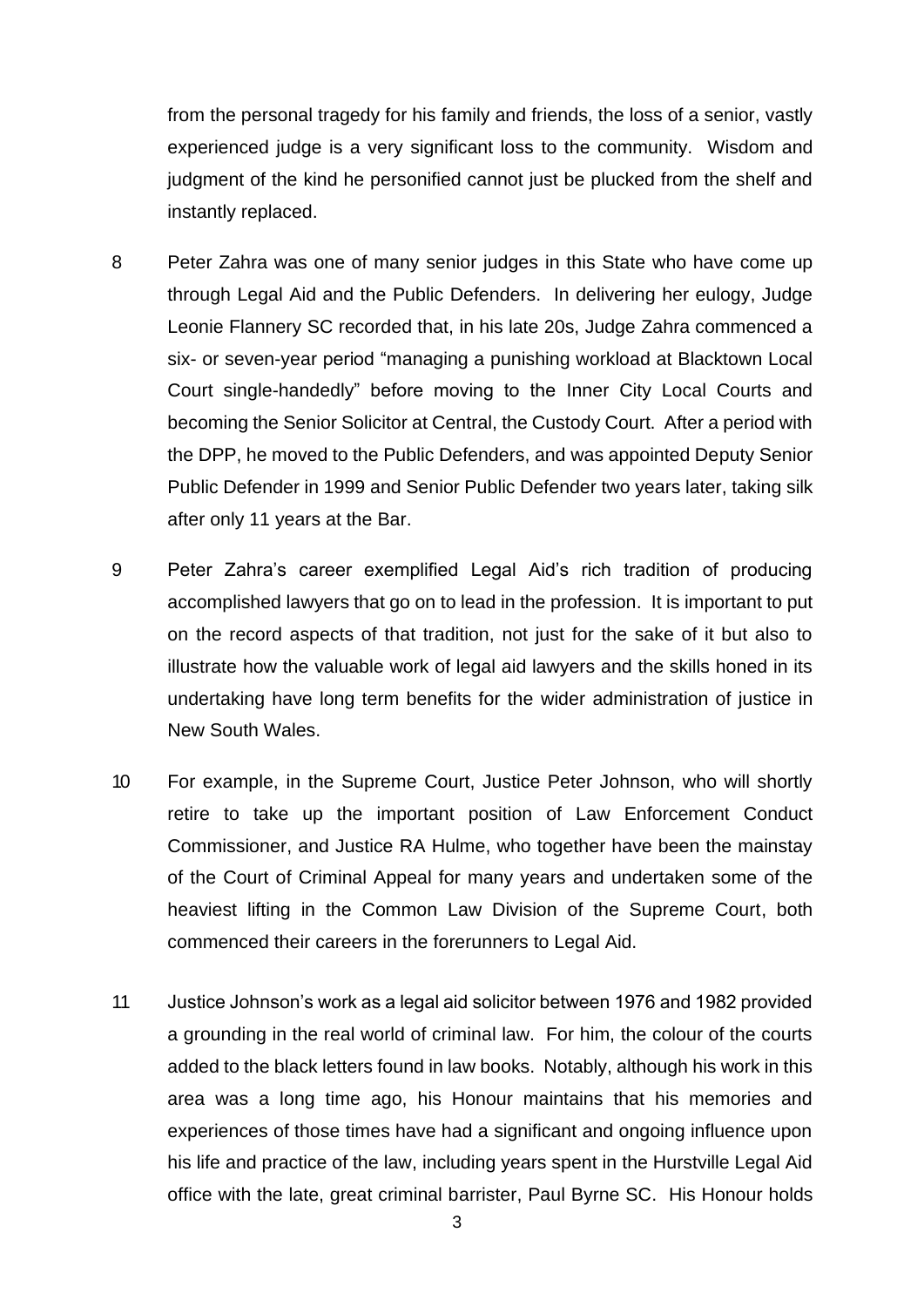from the personal tragedy for his family and friends, the loss of a senior, vastly experienced judge is a very significant loss to the community. Wisdom and judgment of the kind he personified cannot just be plucked from the shelf and instantly replaced.

8 Peter Zahra was one of many senior judges in this State who have come up through Legal Aid and the Public Defenders. In delivering her eulogy, Judge Leonie Flannery SC recorded that, in his late 20s, Judge Zahra commenced a six- or seven-year period "managing a punishing workload at Blacktown Local Court single-handedly" before moving to the Inner City Local Courts and becoming the Senior Solicitor at Central, the Custody Court. After a period with the DPP, he moved to the Public Defenders, and was appointed Deputy Senior Public Defender in 1999 and Senior Public Defender two years later, taking silk after only 11 years at the Bar.

9 Peter Zahra's career exemplified Legal Aid's rich tradition of producing accomplished lawyers that go on to lead in the profession. It is important to put on the record aspects of that tradition, not just for the sake of it but also to illustrate how the valuable work of legal aid lawyers and the skills honed in its undertaking have long term benefits for the wider administration of justice in New South Wales.

10 For example, in the Supreme Court, Justice Peter Johnson, who will shortly retire to take up the important position of Law Enforcement Conduct Commissioner, and Justice RA Hulme, who together have been the mainstay of the Court of Criminal Appeal for many years and undertaken some of the heaviest lifting in the Common Law Division of the Supreme Court, both commenced their careers in the forerunners to Legal Aid.

11 Justice Johnson's work as a legal aid solicitor between 1976 and 1982 provided a grounding in the real world of criminal law. For him, the colour of the courts added to the black letters found in law books. Notably, although his work in this area was a long time ago, his Honour maintains that his memories and experiences of those times have had a significant and ongoing influence upon his life and practice of the law, including years spent in the Hurstville Legal Aid office with the late, great criminal barrister, Paul Byrne SC. His Honour holds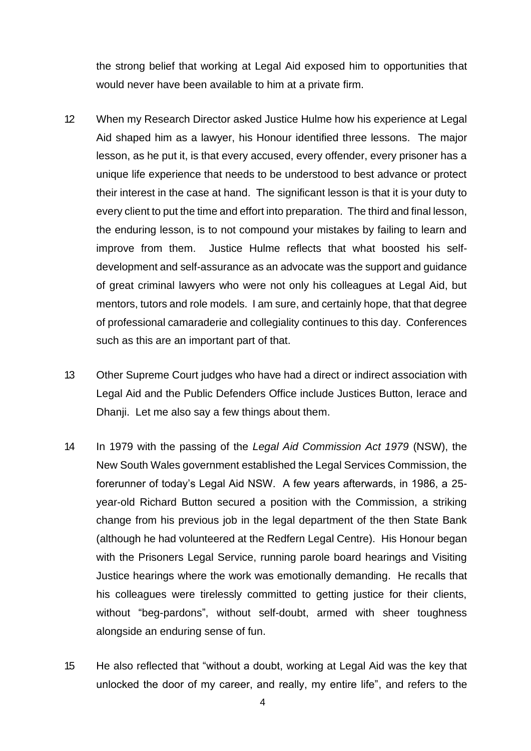the strong belief that working at Legal Aid exposed him to opportunities that would never have been available to him at a private firm.

12 When my Research Director asked Justice Hulme how his experience at Legal Aid shaped him as a lawyer, his Honour identified three lessons. The major lesson, as he put it, is that every accused, every offender, every prisoner has a unique life experience that needs to be understood to best advance or protect their interest in the case at hand. The significant lesson is that it is your duty to every client to put the time and effort into preparation. The third and final lesson, the enduring lesson, is to not compound your mistakes by failing to learn and improve from them. Justice Hulme reflects that what boosted his self-development and self-assurance as an advocate was the support and guidance of great criminal lawyers who were not only his colleagues at Legal Aid, but mentors, tutors and role models. I am sure, and certainly hope, that that degree of professional camaraderie and collegiality continues to this day. Conferences such as this are an important part of that.

13 Other Supreme Court judges who have had a direct or indirect association with Legal Aid and the Public Defenders Office include Justices Button, Ierace and Dhanji. Let me also say a few things about them.

14 In 1979 with the passing of the *Legal Aid Commission Act 1979* (NSW), the New South Wales government established the Legal Services Commission, the forerunner of today's Legal Aid NSW. A few years afterwards, in 1986, a 25-year-old Richard Button secured a position with the Commission, a striking change from his previous job in the legal department of the then State Bank (although he had volunteered at the Redfern Legal Centre). His Honour began with the Prisoners Legal Service, running parole board hearings and Visiting Justice hearings where the work was emotionally demanding. He recalls that his colleagues were tirelessly committed to getting justice for their clients, without "beg-pardons", without self-doubt, armed with sheer toughness alongside an enduring sense of fun.

15 He also reflected that "without a doubt, working at Legal Aid was the key that unlocked the door of my career, and really, my entire life", and refers to the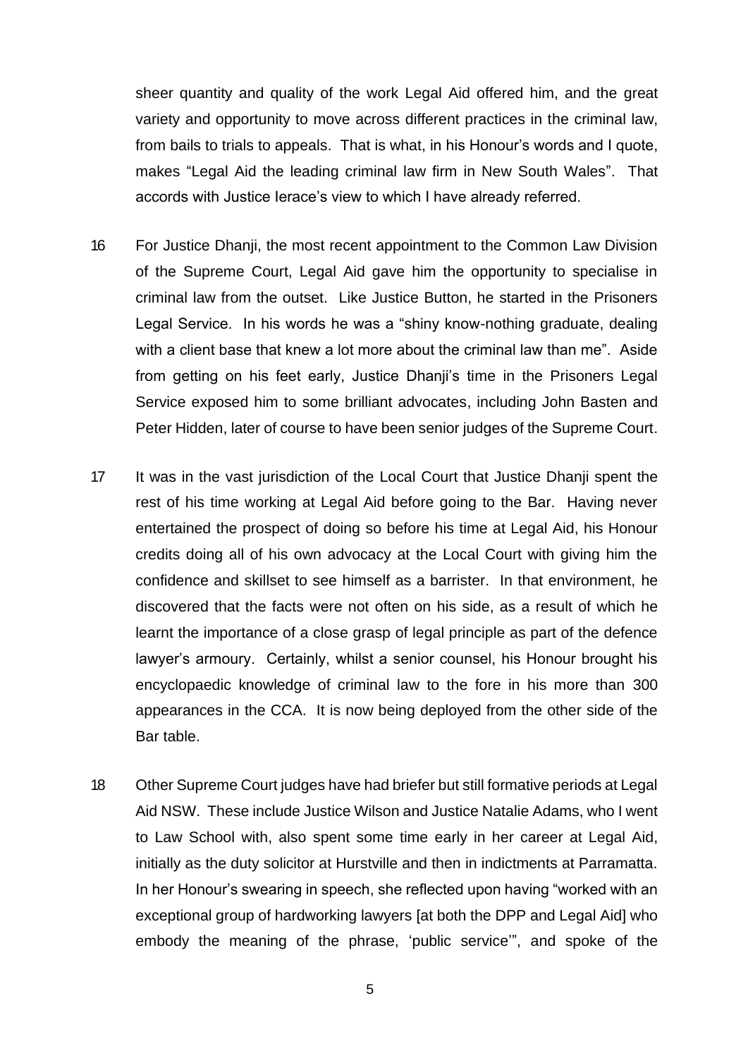sheer quantity and quality of the work Legal Aid offered him, and the great variety and opportunity to move across different practices in the criminal law, from bails to trials to appeals. That is what, in his Honour's words and I quote, makes "Legal Aid the leading criminal law firm in New South Wales". That accords with Justice Ierace's view to which I have already referred.

16 For Justice Dhanji, the most recent appointment to the Common Law Division of the Supreme Court, Legal Aid gave him the opportunity to specialise in criminal law from the outset. Like Justice Button, he started in the Prisoners Legal Service. In his words he was a "shiny know-nothing graduate, dealing with a client base that knew a lot more about the criminal law than me". Aside from getting on his feet early, Justice Dhanji's time in the Prisoners Legal Service exposed him to some brilliant advocates, including John Basten and Peter Hidden, later of course to have been senior judges of the Supreme Court.

17 It was in the vast jurisdiction of the Local Court that Justice Dhanji spent the rest of his time working at Legal Aid before going to the Bar. Having never entertained the prospect of doing so before his time at Legal Aid, his Honour credits doing all of his own advocacy at the Local Court with giving him the confidence and skillset to see himself as a barrister. In that environment, he discovered that the facts were not often on his side, as a result of which he learnt the importance of a close grasp of legal principle as part of the defence lawyer's armoury. Certainly, whilst a senior counsel, his Honour brought his encyclopaedic knowledge of criminal law to the fore in his more than 300 appearances in the CCA. It is now being deployed from the other side of the Bar table.

18 Other Supreme Court judges have had briefer but still formative periods at Legal Aid NSW. These include Justice Wilson and Justice Natalie Adams, who I went to Law School with, also spent some time early in her career at Legal Aid, initially as the duty solicitor at Hurstville and then in indictments at Parramatta. In her Honour's swearing in speech, she reflected upon having "worked with an exceptional group of hardworking lawyers [at both the DPP and Legal Aid] who embody the meaning of the phrase, 'public service'", and spoke of the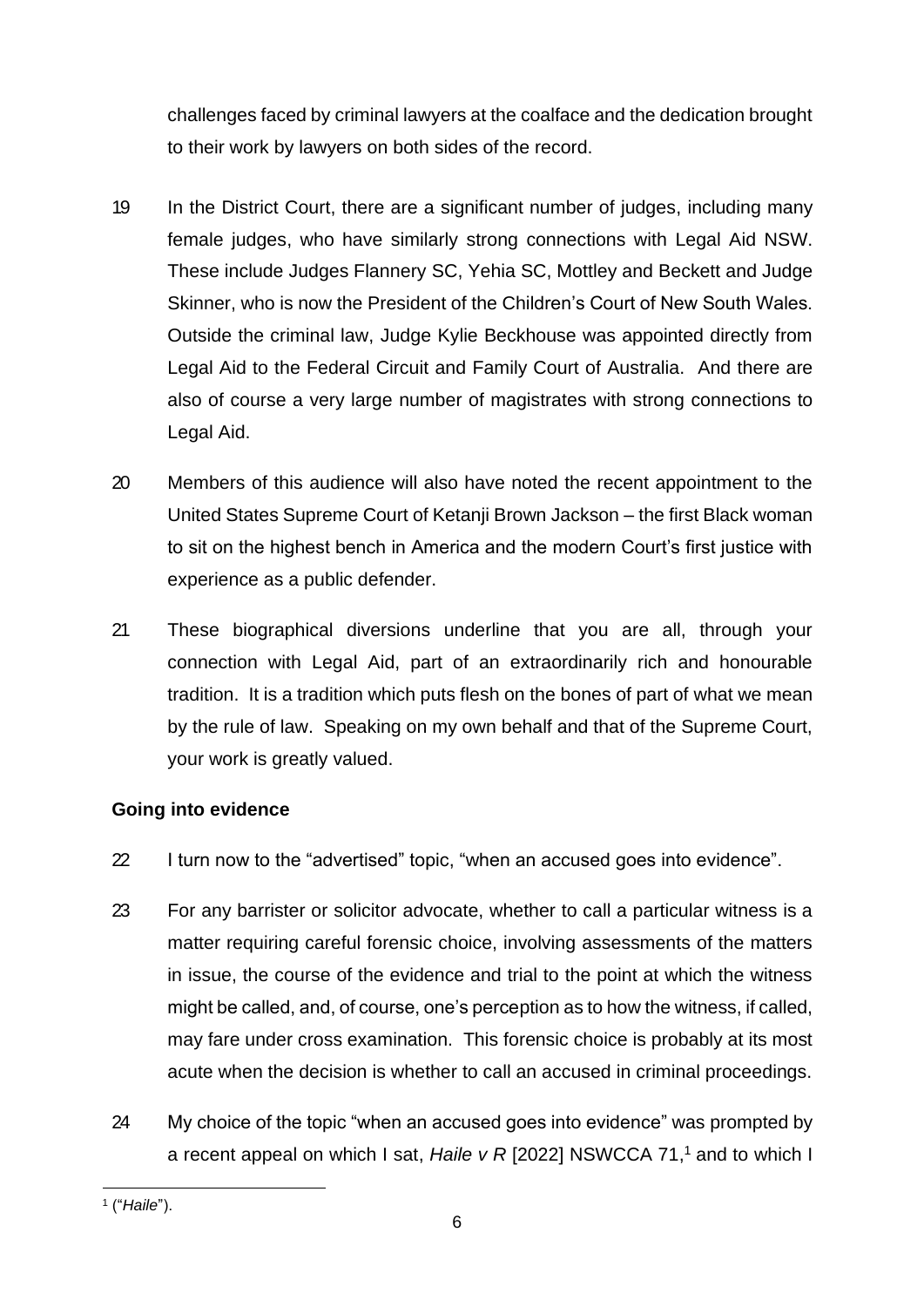challenges faced by criminal lawyers at the coalface and the dedication brought to their work by lawyers on both sides of the record.

19 In the District Court, there are a significant number of judges, including many female judges, who have similarly strong connections with Legal Aid NSW. These include Judges Flannery SC, Yehia SC, Mottley and Beckett and Judge Skinner, who is now the President of the Children's Court of New South Wales. Outside the criminal law, Judge Kylie Beckhouse was appointed directly from Legal Aid to the Federal Circuit and Family Court of Australia. And there are also of course a very large number of magistrates with strong connections to Legal Aid.

20 Members of this audience will also have noted the recent appointment to the United States Supreme Court of Ketanji Brown Jackson – the first Black woman to sit on the highest bench in America and the modern Court's first justice with experience as a public defender.

21 These biographical diversions underline that you are all, through your connection with Legal Aid, part of an extraordinarily rich and honourable tradition. It is a tradition which puts flesh on the bones of part of what we mean by the rule of law. Speaking on my own behalf and that of the Supreme Court, your work is greatly valued.

**Going into evidence**

22 I turn now to the "advertised" topic, "when an accused goes into evidence".

23 For any barrister or solicitor advocate, whether to call a particular witness is a matter requiring careful forensic choice, involving assessments of the matters in issue, the course of the evidence and trial to the point at which the witness might be called, and, of course, one's perception as to how the witness, if called, may fare under cross examination. This forensic choice is probably at its most acute when the decision is whether to call an accused in criminal proceedings.

24 My choice of the topic "when an accused goes into evidence" was prompted by a recent appeal on which I sat, *Haile v R* [2022] NSWCCA 71,[1] and to which I

[1] ("*Haile*").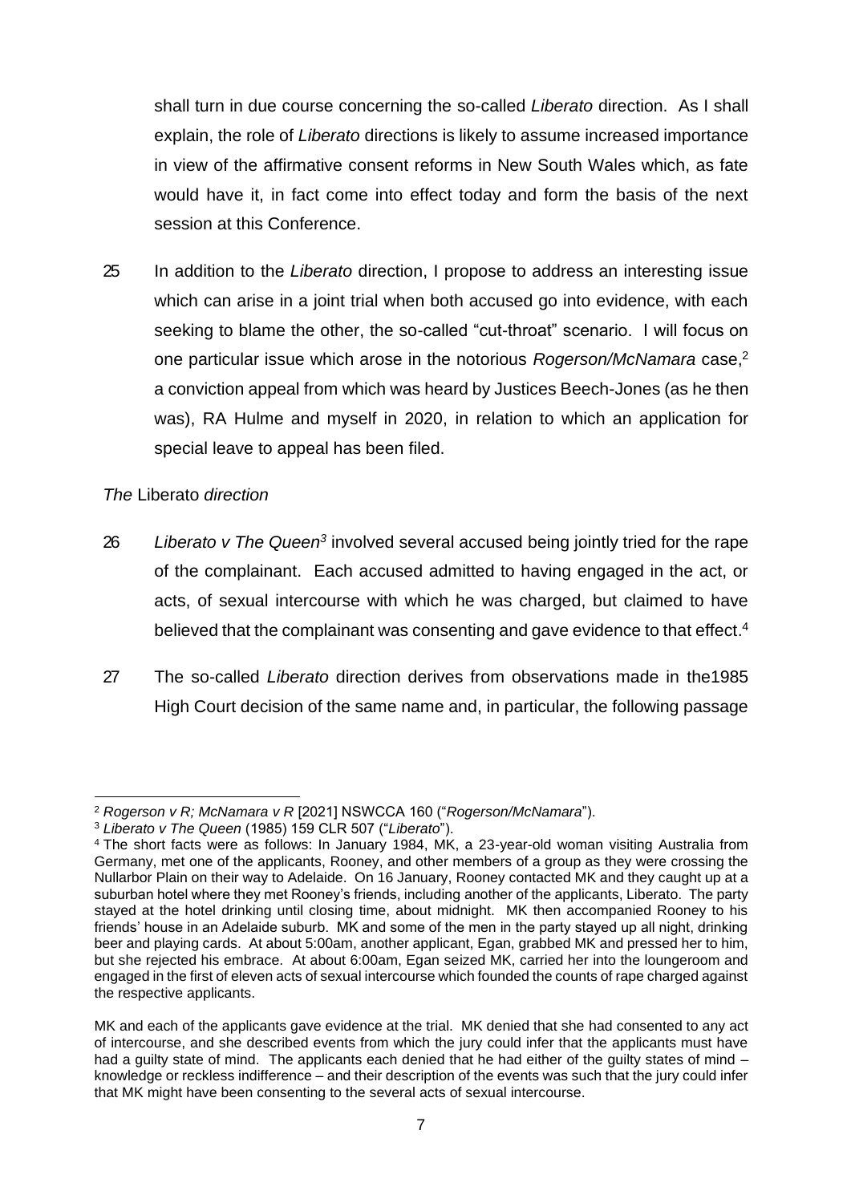shall turn in due course concerning the so-called *Liberato* direction. As I shall explain, the role of *Liberato* directions is likely to assume increased importance in view of the affirmative consent reforms in New South Wales which, as fate would have it, in fact come into effect today and form the basis of the next session at this Conference.

25 In addition to the *Liberato* direction, I propose to address an interesting issue which can arise in a joint trial when both accused go into evidence, with each seeking to blame the other, the so-called "cut-throat" scenario. I will focus on one particular issue which arose in the notorious *Rogerson/McNamara* case,[2] a conviction appeal from which was heard by Justices Beech-Jones (as he then was), RA Hulme and myself in 2020, in relation to which an application for special leave to appeal has been filed.

### *The* Liberato *direction*

26 *Liberato v The Queen*[3] involved several accused being jointly tried for the rape of the complainant. Each accused admitted to having engaged in the act, or acts, of sexual intercourse with which he was charged, but claimed to have believed that the complainant was consenting and gave evidence to that effect.[4]

27 The so-called *Liberato* direction derives from observations made in the1985 High Court decision of the same name and, in particular, the following passage

---

[2] *Rogerson v R; McNamara v R* [2021] NSWCCA 160 ("*Rogerson/McNamara*").

[3] *Liberato v The Queen* (1985) 159 CLR 507 ("*Liberato*").

[4] The short facts were as follows: In January 1984, MK, a 23-year-old woman visiting Australia from Germany, met one of the applicants, Rooney, and other members of a group as they were crossing the Nullarbor Plain on their way to Adelaide. On 16 January, Rooney contacted MK and they caught up at a suburban hotel where they met Rooney's friends, including another of the applicants, Liberato. The party stayed at the hotel drinking until closing time, about midnight. MK then accompanied Rooney to his friends' house in an Adelaide suburb. MK and some of the men in the party stayed up all night, drinking beer and playing cards. At about 5:00am, another applicant, Egan, grabbed MK and pressed her to him, but she rejected his embrace. At about 6:00am, Egan seized MK, carried her into the loungeroom and engaged in the first of eleven acts of sexual intercourse which founded the counts of rape charged against the respective applicants.

MK and each of the applicants gave evidence at the trial. MK denied that she had consented to any act of intercourse, and she described events from which the jury could infer that the applicants must have had a guilty state of mind. The applicants each denied that he had either of the guilty states of mind – knowledge or reckless indifference – and their description of the events was such that the jury could infer that MK might have been consenting to the several acts of sexual intercourse.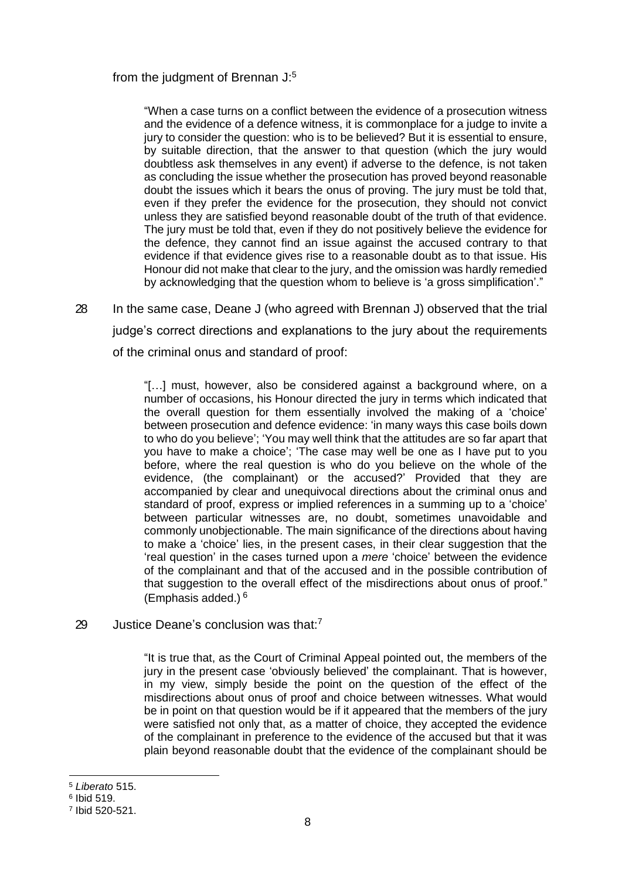from the judgment of Brennan J:[5]

> "When a case turns on a conflict between the evidence of a prosecution witness and the evidence of a defence witness, it is commonplace for a judge to invite a jury to consider the question: who is to be believed? But it is essential to ensure, by suitable direction, that the answer to that question (which the jury would doubtless ask themselves in any event) if adverse to the defence, is not taken as concluding the issue whether the prosecution has proved beyond reasonable doubt the issues which it bears the onus of proving. The jury must be told that, even if they prefer the evidence for the prosecution, they should not convict unless they are satisfied beyond reasonable doubt of the truth of that evidence. The jury must be told that, even if they do not positively believe the evidence for the defence, they cannot find an issue against the accused contrary to that evidence if that evidence gives rise to a reasonable doubt as to that issue. His Honour did not make that clear to the jury, and the omission was hardly remedied by acknowledging that the question whom to believe is 'a gross simplification'."

28 In the same case, Deane J (who agreed with Brennan J) observed that the trial judge's correct directions and explanations to the jury about the requirements of the criminal onus and standard of proof:

> "[…] must, however, also be considered against a background where, on a number of occasions, his Honour directed the jury in terms which indicated that the overall question for them essentially involved the making of a 'choice' between prosecution and defence evidence: 'in many ways this case boils down to who do you believe'; 'You may well think that the attitudes are so far apart that you have to make a choice'; 'The case may well be one as I have put to you before, where the real question is who do you believe on the whole of the evidence, (the complainant) or the accused?' Provided that they are accompanied by clear and unequivocal directions about the criminal onus and standard of proof, express or implied references in a summing up to a 'choice' between particular witnesses are, no doubt, sometimes unavoidable and commonly unobjectionable. The main significance of the directions about having to make a 'choice' lies, in the present cases, in their clear suggestion that the 'real question' in the cases turned upon a *mere* 'choice' between the evidence of the complainant and that of the accused and in the possible contribution of that suggestion to the overall effect of the misdirections about onus of proof." (Emphasis added.) [6]

29 Justice Deane's conclusion was that:[7]

> "It is true that, as the Court of Criminal Appeal pointed out, the members of the jury in the present case 'obviously believed' the complainant. That is however, in my view, simply beside the point on the question of the effect of the misdirections about onus of proof and choice between witnesses. What would be in point on that question would be if it appeared that the members of the jury were satisfied not only that, as a matter of choice, they accepted the evidence of the complainant in preference to the evidence of the accused but that it was plain beyond reasonable doubt that the evidence of the complainant should be

---

[5] *Liberato* 515.

[6] Ibid 519.

[7] Ibid 520-521.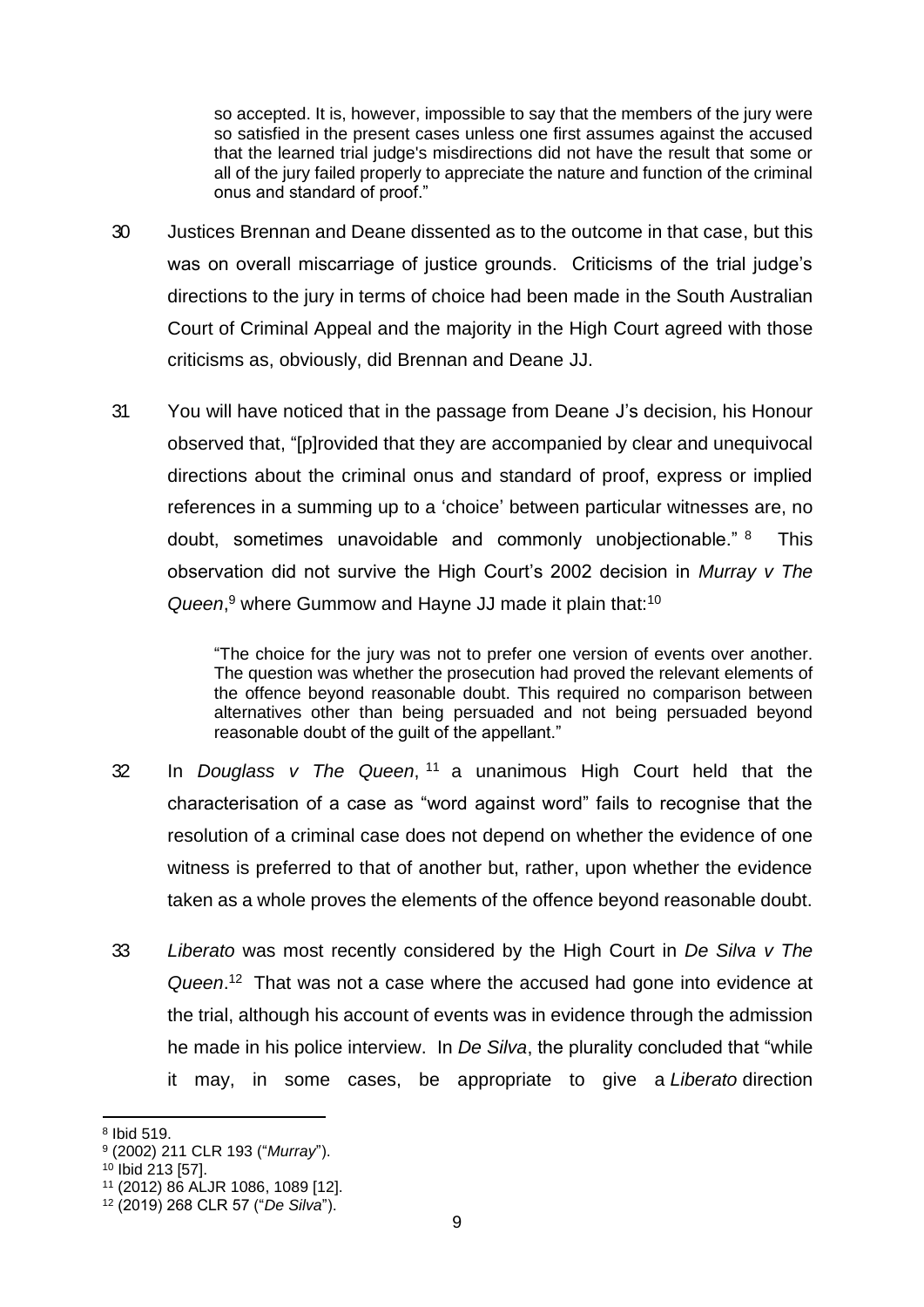> so accepted. It is, however, impossible to say that the members of the jury were so satisfied in the present cases unless one first assumes against the accused that the learned trial judge's misdirections did not have the result that some or all of the jury failed properly to appreciate the nature and function of the criminal onus and standard of proof."

30 Justices Brennan and Deane dissented as to the outcome in that case, but this was on overall miscarriage of justice grounds. Criticisms of the trial judge's directions to the jury in terms of choice had been made in the South Australian Court of Criminal Appeal and the majority in the High Court agreed with those criticisms as, obviously, did Brennan and Deane JJ.

31 You will have noticed that in the passage from Deane J's decision, his Honour observed that, "[p]rovided that they are accompanied by clear and unequivocal directions about the criminal onus and standard of proof, express or implied references in a summing up to a 'choice' between particular witnesses are, no doubt, sometimes unavoidable and commonly unobjectionable." [8] This observation did not survive the High Court's 2002 decision in *Murray v The Queen*,[9] where Gummow and Hayne JJ made it plain that:[10]

> "The choice for the jury was not to prefer one version of events over another. The question was whether the prosecution had proved the relevant elements of the offence beyond reasonable doubt. This required no comparison between alternatives other than being persuaded and not being persuaded beyond reasonable doubt of the guilt of the appellant."

32 In *Douglass v The Queen*, [11] a unanimous High Court held that the characterisation of a case as "word against word" fails to recognise that the resolution of a criminal case does not depend on whether the evidence of one witness is preferred to that of another but, rather, upon whether the evidence taken as a whole proves the elements of the offence beyond reasonable doubt.

33 *Liberato* was most recently considered by the High Court in *De Silva v The Queen*.[12] That was not a case where the accused had gone into evidence at the trial, although his account of events was in evidence through the admission he made in his police interview. In *De Silva*, the plurality concluded that "while it may, in some cases, be appropriate to give a *Liberato* direction

---

[8] Ibid 519.

[9] (2002) 211 CLR 193 ("*Murray*").

[10] Ibid 213 [57].

[11] (2012) 86 ALJR 1086, 1089 [12].

[12] (2019) 268 CLR 57 ("*De Silva*").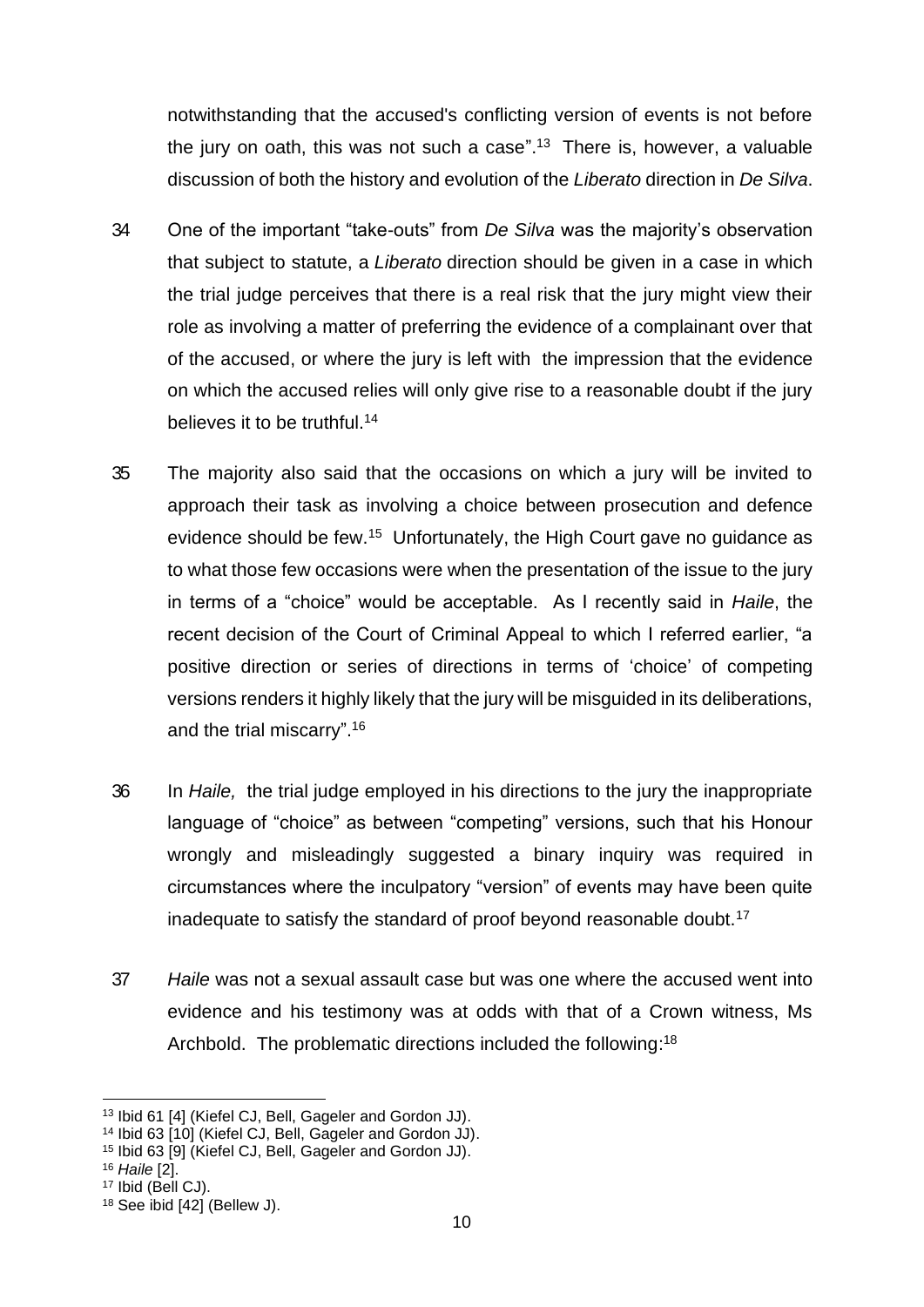notwithstanding that the accused's conflicting version of events is not before the jury on oath, this was not such a case".[13] There is, however, a valuable discussion of both the history and evolution of the *Liberato* direction in *De Silva*.

34 One of the important "take-outs" from *De Silva* was the majority's observation that subject to statute, a *Liberato* direction should be given in a case in which the trial judge perceives that there is a real risk that the jury might view their role as involving a matter of preferring the evidence of a complainant over that of the accused, or where the jury is left with the impression that the evidence on which the accused relies will only give rise to a reasonable doubt if the jury believes it to be truthful.[14]

35 The majority also said that the occasions on which a jury will be invited to approach their task as involving a choice between prosecution and defence evidence should be few.[15] Unfortunately, the High Court gave no guidance as to what those few occasions were when the presentation of the issue to the jury in terms of a "choice" would be acceptable. As I recently said in *Haile*, the recent decision of the Court of Criminal Appeal to which I referred earlier, "a positive direction or series of directions in terms of 'choice' of competing versions renders it highly likely that the jury will be misguided in its deliberations, and the trial miscarry".[16]

36 In *Haile,* the trial judge employed in his directions to the jury the inappropriate language of "choice" as between "competing" versions, such that his Honour wrongly and misleadingly suggested a binary inquiry was required in circumstances where the inculpatory "version" of events may have been quite inadequate to satisfy the standard of proof beyond reasonable doubt.[17]

37 *Haile* was not a sexual assault case but was one where the accused went into evidence and his testimony was at odds with that of a Crown witness, Ms Archbold. The problematic directions included the following:[18]

---

[13] Ibid 61 [4] (Kiefel CJ, Bell, Gageler and Gordon JJ).
[14] Ibid 63 [10] (Kiefel CJ, Bell, Gageler and Gordon JJ).
[15] Ibid 63 [9] (Kiefel CJ, Bell, Gageler and Gordon JJ).
[16] *Haile* [2].
[17] Ibid (Bell CJ).
[18] See ibid [42] (Bellew J).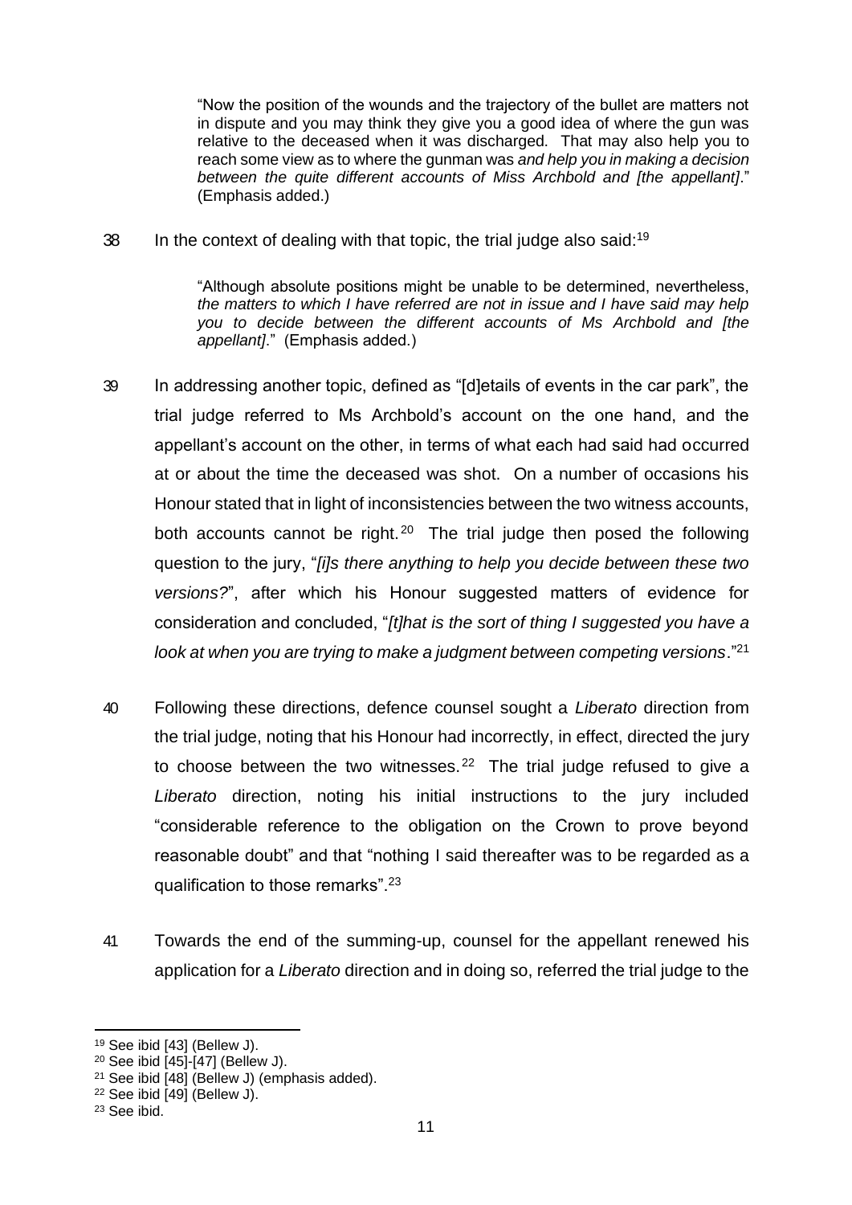> "Now the position of the wounds and the trajectory of the bullet are matters not in dispute and you may think they give you a good idea of where the gun was relative to the deceased when it was discharged. That may also help you to reach some view as to where the gunman was *and help you in making a decision between the quite different accounts of Miss Archbold and [the appellant]*." (Emphasis added.)

38 In the context of dealing with that topic, the trial judge also said:[19]

> "Although absolute positions might be unable to be determined, nevertheless, *the matters to which I have referred are not in issue and I have said may help you to decide between the different accounts of Ms Archbold and [the appellant]*." (Emphasis added.)

39 In addressing another topic, defined as "[d]etails of events in the car park", the trial judge referred to Ms Archbold's account on the one hand, and the appellant's account on the other, in terms of what each had said had occurred at or about the time the deceased was shot. On a number of occasions his Honour stated that in light of inconsistencies between the two witness accounts, both accounts cannot be right.[20] The trial judge then posed the following question to the jury, "*[i]s there anything to help you decide between these two versions?*", after which his Honour suggested matters of evidence for consideration and concluded, "*[t]hat is the sort of thing I suggested you have a look at when you are trying to make a judgment between competing versions*."[21]

40 Following these directions, defence counsel sought a *Liberato* direction from the trial judge, noting that his Honour had incorrectly, in effect, directed the jury to choose between the two witnesses.[22] The trial judge refused to give a *Liberato* direction, noting his initial instructions to the jury included "considerable reference to the obligation on the Crown to prove beyond reasonable doubt" and that "nothing I said thereafter was to be regarded as a qualification to those remarks".[23]

41 Towards the end of the summing-up, counsel for the appellant renewed his application for a *Liberato* direction and in doing so, referred the trial judge to the

---

[19] See ibid [43] (Bellew J).

[20] See ibid [45]-[47] (Bellew J).

[21] See ibid [48] (Bellew J) (emphasis added).

[22] See ibid [49] (Bellew J).

[23] See ibid.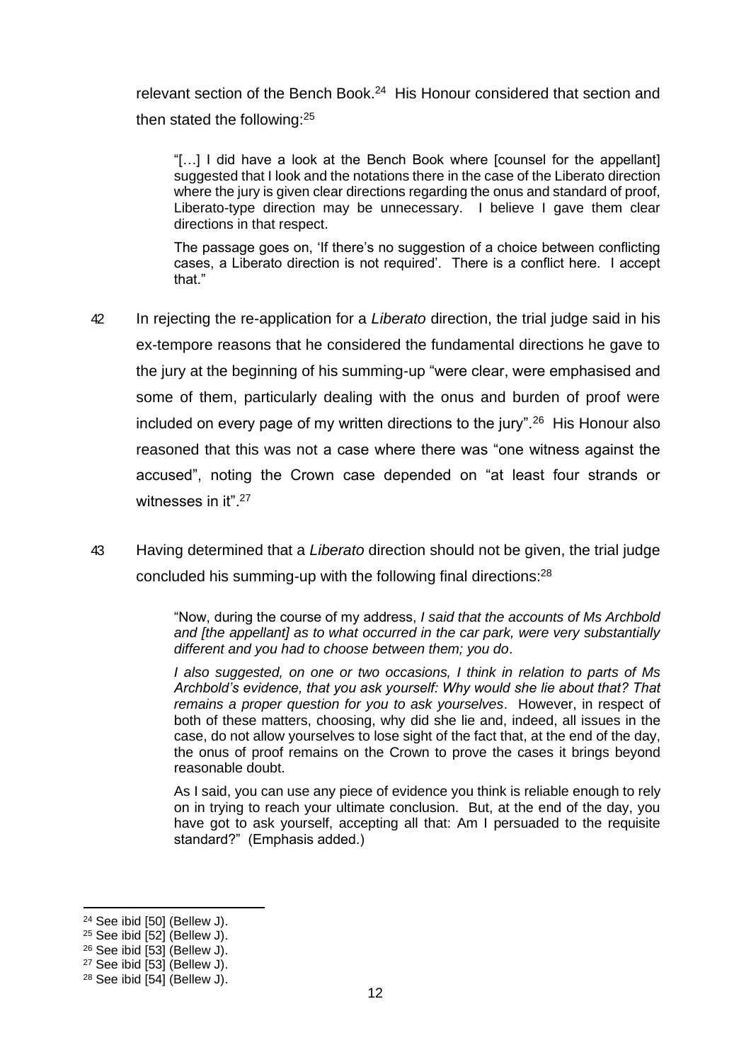relevant section of the Bench Book.[24] His Honour considered that section and then stated the following:[25]

> "[…] I did have a look at the Bench Book where [counsel for the appellant] suggested that I look and the notations there in the case of the Liberato direction where the jury is given clear directions regarding the onus and standard of proof, Liberato-type direction may be unnecessary. I believe I gave them clear directions in that respect.
>
> The passage goes on, 'If there's no suggestion of a choice between conflicting cases, a Liberato direction is not required'. There is a conflict here. I accept that."

42 In rejecting the re-application for a *Liberato* direction, the trial judge said in his ex-tempore reasons that he considered the fundamental directions he gave to the jury at the beginning of his summing-up "were clear, were emphasised and some of them, particularly dealing with the onus and burden of proof were included on every page of my written directions to the jury".[26] His Honour also reasoned that this was not a case where there was "one witness against the accused", noting the Crown case depended on "at least four strands or witnesses in it".[27]

43 Having determined that a *Liberato* direction should not be given, the trial judge concluded his summing-up with the following final directions:[28]

> "Now, during the course of my address, *I said that the accounts of Ms Archbold and [the appellant] as to what occurred in the car park, were very substantially different and you had to choose between them; you do*.
>
> *I also suggested, on one or two occasions, I think in relation to parts of Ms Archbold's evidence, that you ask yourself: Why would she lie about that? That remains a proper question for you to ask yourselves*. However, in respect of both of these matters, choosing, why did she lie and, indeed, all issues in the case, do not allow yourselves to lose sight of the fact that, at the end of the day, the onus of proof remains on the Crown to prove the cases it brings beyond reasonable doubt.
>
> As I said, you can use any piece of evidence you think is reliable enough to rely on in trying to reach your ultimate conclusion. But, at the end of the day, you have got to ask yourself, accepting all that: Am I persuaded to the requisite standard?" (Emphasis added.)

---

[24] See ibid [50] (Bellew J).
[25] See ibid [52] (Bellew J).
[26] See ibid [53] (Bellew J).
[27] See ibid [53] (Bellew J).
[28] See ibid [54] (Bellew J).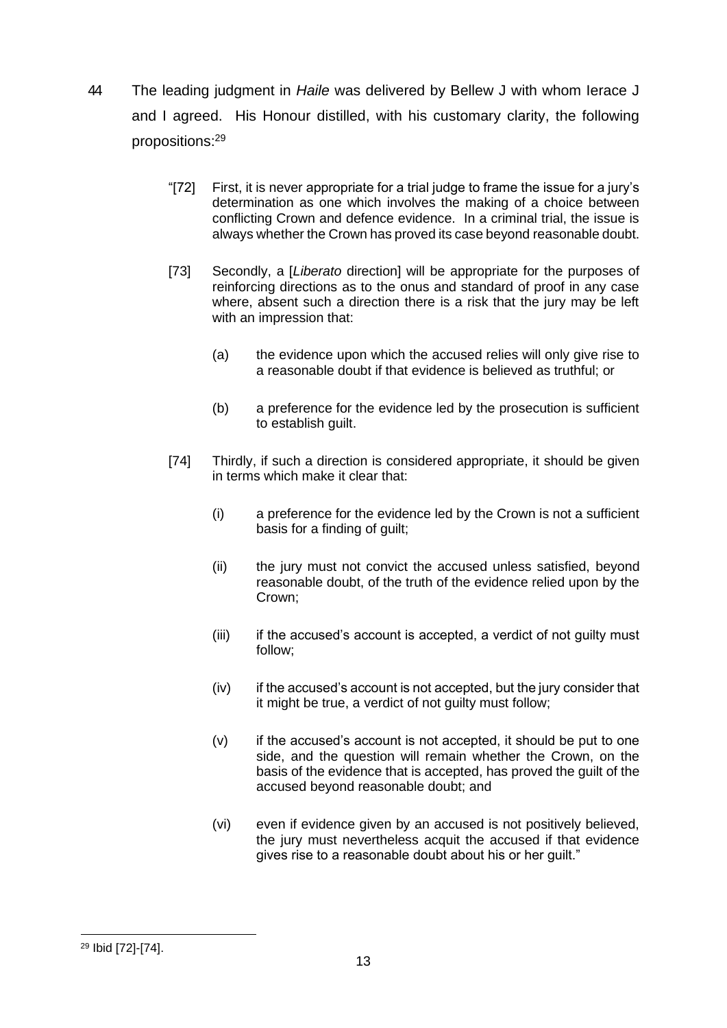44 The leading judgment in *Haile* was delivered by Bellew J with whom Ierace J and I agreed. His Honour distilled, with his customary clarity, the following propositions:[29]

> "[72] First, it is never appropriate for a trial judge to frame the issue for a jury's determination as one which involves the making of a choice between conflicting Crown and defence evidence. In a criminal trial, the issue is always whether the Crown has proved its case beyond reasonable doubt.
>
> [73] Secondly, a [*Liberato* direction] will be appropriate for the purposes of reinforcing directions as to the onus and standard of proof in any case where, absent such a direction there is a risk that the jury may be left with an impression that:
>
> (a) the evidence upon which the accused relies will only give rise to a reasonable doubt if that evidence is believed as truthful; or
>
> (b) a preference for the evidence led by the prosecution is sufficient to establish guilt.
>
> [74] Thirdly, if such a direction is considered appropriate, it should be given in terms which make it clear that:
>
> (i) a preference for the evidence led by the Crown is not a sufficient basis for a finding of guilt;
>
> (ii) the jury must not convict the accused unless satisfied, beyond reasonable doubt, of the truth of the evidence relied upon by the Crown;
>
> (iii) if the accused's account is accepted, a verdict of not guilty must follow;
>
> (iv) if the accused's account is not accepted, but the jury consider that it might be true, a verdict of not guilty must follow;
>
> (v) if the accused's account is not accepted, it should be put to one side, and the question will remain whether the Crown, on the basis of the evidence that is accepted, has proved the guilt of the accused beyond reasonable doubt; and
>
> (vi) even if evidence given by an accused is not positively believed, the jury must nevertheless acquit the accused if that evidence gives rise to a reasonable doubt about his or her guilt."

---

[29] Ibid [72]-[74].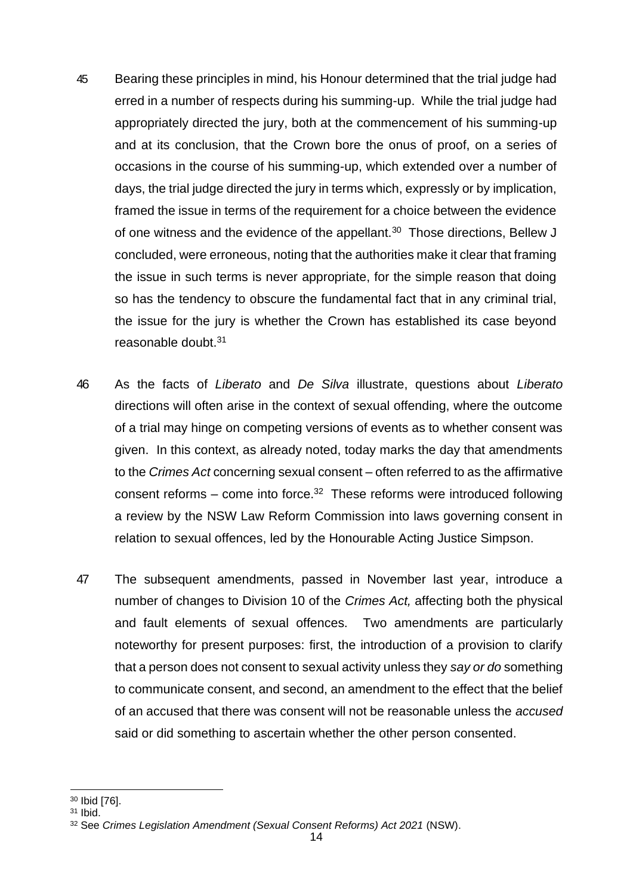45 Bearing these principles in mind, his Honour determined that the trial judge had erred in a number of respects during his summing-up. While the trial judge had appropriately directed the jury, both at the commencement of his summing-up and at its conclusion, that the Crown bore the onus of proof, on a series of occasions in the course of his summing-up, which extended over a number of days, the trial judge directed the jury in terms which, expressly or by implication, framed the issue in terms of the requirement for a choice between the evidence of one witness and the evidence of the appellant.[30] Those directions, Bellew J concluded, were erroneous, noting that the authorities make it clear that framing the issue in such terms is never appropriate, for the simple reason that doing so has the tendency to obscure the fundamental fact that in any criminal trial, the issue for the jury is whether the Crown has established its case beyond reasonable doubt.[31]

46 As the facts of *Liberato* and *De Silva* illustrate, questions about *Liberato* directions will often arise in the context of sexual offending, where the outcome of a trial may hinge on competing versions of events as to whether consent was given. In this context, as already noted, today marks the day that amendments to the *Crimes Act* concerning sexual consent – often referred to as the affirmative consent reforms – come into force.[32] These reforms were introduced following a review by the NSW Law Reform Commission into laws governing consent in relation to sexual offences, led by the Honourable Acting Justice Simpson.

47 The subsequent amendments, passed in November last year, introduce a number of changes to Division 10 of the *Crimes Act,* affecting both the physical and fault elements of sexual offences. Two amendments are particularly noteworthy for present purposes: first, the introduction of a provision to clarify that a person does not consent to sexual activity unless they *say or do* something to communicate consent, and second, an amendment to the effect that the belief of an accused that there was consent will not be reasonable unless the *accused* said or did something to ascertain whether the other person consented.

---

[30] Ibid [76].

[31] Ibid.

[32] See *Crimes Legislation Amendment (Sexual Consent Reforms) Act 2021* (NSW).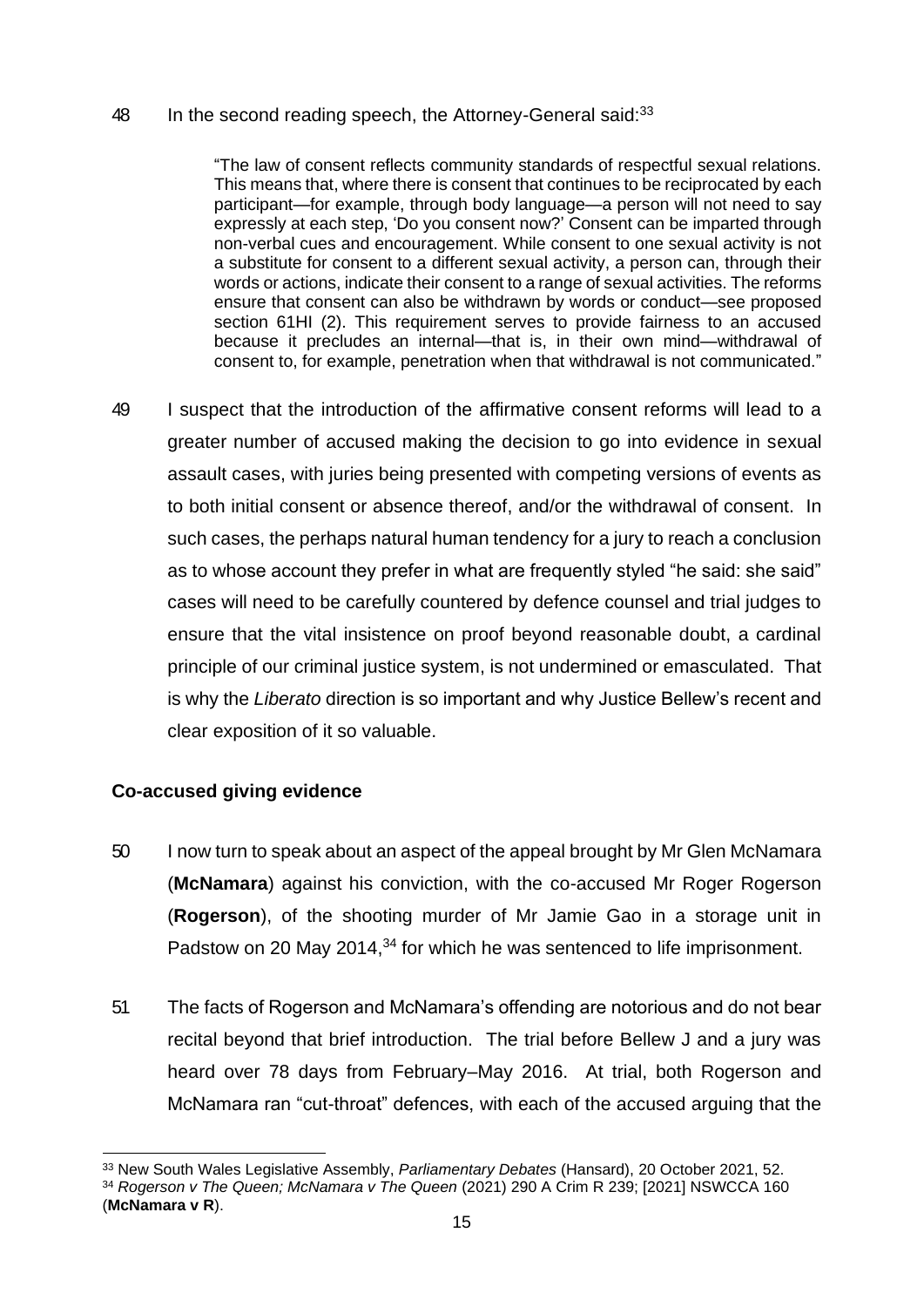48 In the second reading speech, the Attorney-General said:[33]

> "The law of consent reflects community standards of respectful sexual relations. This means that, where there is consent that continues to be reciprocated by each participant—for example, through body language—a person will not need to say expressly at each step, 'Do you consent now?' Consent can be imparted through non-verbal cues and encouragement. While consent to one sexual activity is not a substitute for consent to a different sexual activity, a person can, through their words or actions, indicate their consent to a range of sexual activities. The reforms ensure that consent can also be withdrawn by words or conduct—see proposed section 61HI (2). This requirement serves to provide fairness to an accused because it precludes an internal—that is, in their own mind—withdrawal of consent to, for example, penetration when that withdrawal is not communicated."

49 I suspect that the introduction of the affirmative consent reforms will lead to a greater number of accused making the decision to go into evidence in sexual assault cases, with juries being presented with competing versions of events as to both initial consent or absence thereof, and/or the withdrawal of consent. In such cases, the perhaps natural human tendency for a jury to reach a conclusion as to whose account they prefer in what are frequently styled "he said: she said" cases will need to be carefully countered by defence counsel and trial judges to ensure that the vital insistence on proof beyond reasonable doubt, a cardinal principle of our criminal justice system, is not undermined or emasculated. That is why the *Liberato* direction is so important and why Justice Bellew's recent and clear exposition of it so valuable.

### Co-accused giving evidence

50 I now turn to speak about an aspect of the appeal brought by Mr Glen McNamara (**McNamara**) against his conviction, with the co-accused Mr Roger Rogerson (**Rogerson**), of the shooting murder of Mr Jamie Gao in a storage unit in Padstow on 20 May 2014,[34] for which he was sentenced to life imprisonment.

51 The facts of Rogerson and McNamara's offending are notorious and do not bear recital beyond that brief introduction. The trial before Bellew J and a jury was heard over 78 days from February–May 2016. At trial, both Rogerson and McNamara ran "cut-throat" defences, with each of the accused arguing that the

---

[33] New South Wales Legislative Assembly, *Parliamentary Debates* (Hansard), 20 October 2021, 52.

[34] *Rogerson v The Queen; McNamara v The Queen* (2021) 290 A Crim R 239; [2021] NSWCCA 160 (**McNamara v R**).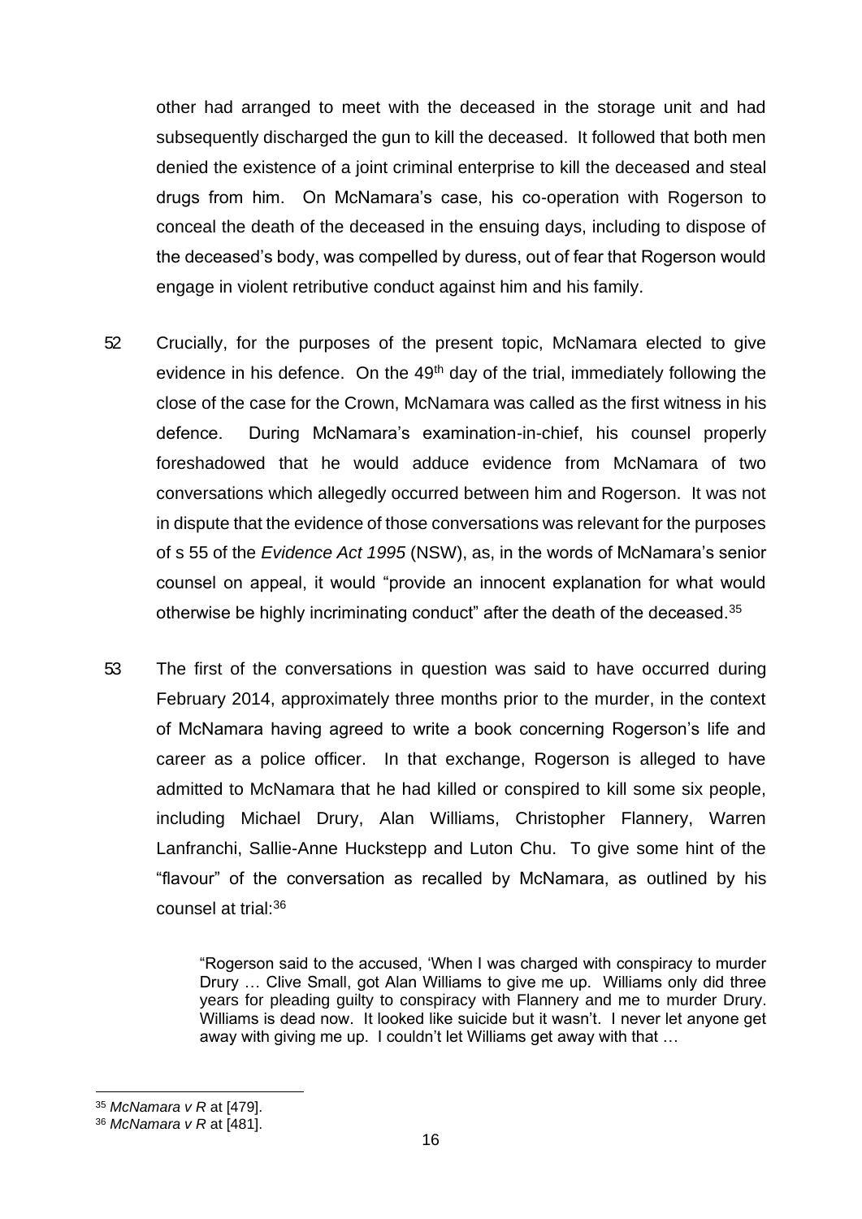other had arranged to meet with the deceased in the storage unit and had subsequently discharged the gun to kill the deceased. It followed that both men denied the existence of a joint criminal enterprise to kill the deceased and steal drugs from him. On McNamara's case, his co-operation with Rogerson to conceal the death of the deceased in the ensuing days, including to dispose of the deceased's body, was compelled by duress, out of fear that Rogerson would engage in violent retributive conduct against him and his family.

52 Crucially, for the purposes of the present topic, McNamara elected to give evidence in his defence. On the 49th day of the trial, immediately following the close of the case for the Crown, McNamara was called as the first witness in his defence. During McNamara's examination-in-chief, his counsel properly foreshadowed that he would adduce evidence from McNamara of two conversations which allegedly occurred between him and Rogerson. It was not in dispute that the evidence of those conversations was relevant for the purposes of s 55 of the *Evidence Act 1995* (NSW), as, in the words of McNamara's senior counsel on appeal, it would "provide an innocent explanation for what would otherwise be highly incriminating conduct" after the death of the deceased.[35]

53 The first of the conversations in question was said to have occurred during February 2014, approximately three months prior to the murder, in the context of McNamara having agreed to write a book concerning Rogerson's life and career as a police officer. In that exchange, Rogerson is alleged to have admitted to McNamara that he had killed or conspired to kill some six people, including Michael Drury, Alan Williams, Christopher Flannery, Warren Lanfranchi, Sallie-Anne Huckstepp and Luton Chu. To give some hint of the "flavour" of the conversation as recalled by McNamara, as outlined by his counsel at trial:[36]

> "Rogerson said to the accused, 'When I was charged with conspiracy to murder Drury … Clive Small, got Alan Williams to give me up. Williams only did three years for pleading guilty to conspiracy with Flannery and me to murder Drury. Williams is dead now. It looked like suicide but it wasn't. I never let anyone get away with giving me up. I couldn't let Williams get away with that …

---

[35] *McNamara v R* at [479].

[36] *McNamara v R* at [481].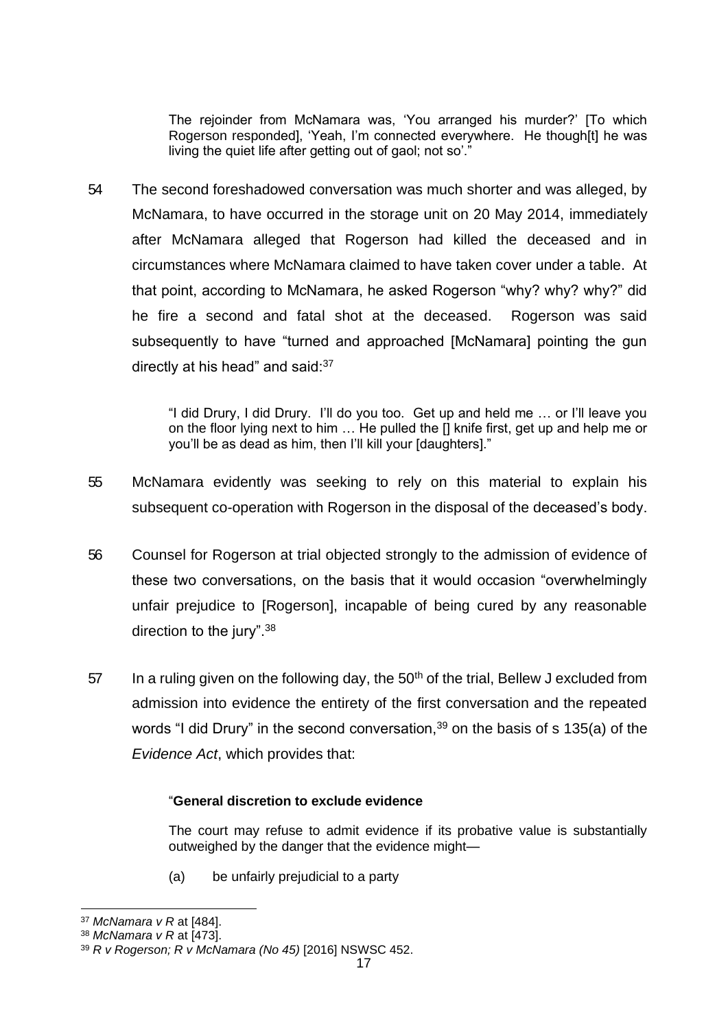> The rejoinder from McNamara was, 'You arranged his murder?' [To which Rogerson responded], 'Yeah, I'm connected everywhere. He though[t] he was living the quiet life after getting out of gaol; not so'."

54 The second foreshadowed conversation was much shorter and was alleged, by McNamara, to have occurred in the storage unit on 20 May 2014, immediately after McNamara alleged that Rogerson had killed the deceased and in circumstances where McNamara claimed to have taken cover under a table. At that point, according to McNamara, he asked Rogerson "why? why? why?" did he fire a second and fatal shot at the deceased. Rogerson was said subsequently to have "turned and approached [McNamara] pointing the gun directly at his head" and said:[37]

> "I did Drury, I did Drury. I'll do you too. Get up and held me … or I'll leave you on the floor lying next to him … He pulled the [] knife first, get up and help me or you'll be as dead as him, then I'll kill your [daughters]."

55 McNamara evidently was seeking to rely on this material to explain his subsequent co-operation with Rogerson in the disposal of the deceased's body.

56 Counsel for Rogerson at trial objected strongly to the admission of evidence of these two conversations, on the basis that it would occasion "overwhelmingly unfair prejudice to [Rogerson], incapable of being cured by any reasonable direction to the jury".[38]

57 In a ruling given on the following day, the 50th of the trial, Bellew J excluded from admission into evidence the entirety of the first conversation and the repeated words "I did Drury" in the second conversation,[39] on the basis of s 135(a) of the *Evidence Act*, which provides that:

> "**General discretion to exclude evidence**
>
> The court may refuse to admit evidence if its probative value is substantially outweighed by the danger that the evidence might—
>
> (a) be unfairly prejudicial to a party

---

[37] *McNamara v R* at [484].

[38] *McNamara v R* at [473].

[39] *R v Rogerson; R v McNamara (No 45)* [2016] NSWSC 452.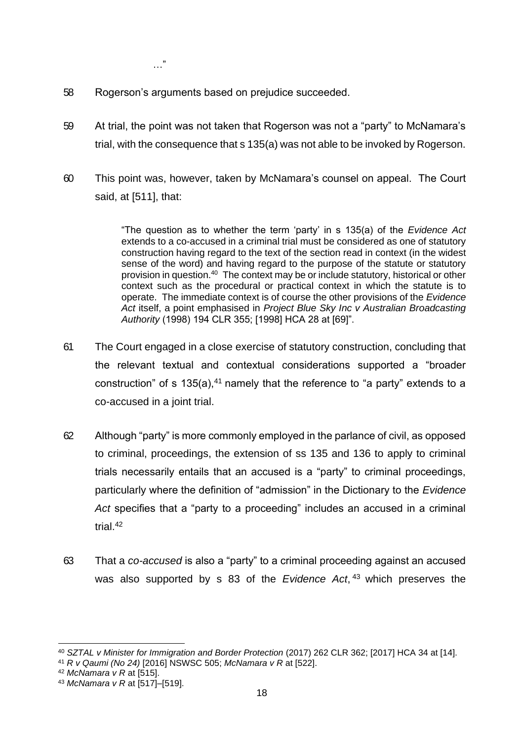…"

58 Rogerson's arguments based on prejudice succeeded.

59 At trial, the point was not taken that Rogerson was not a "party" to McNamara's trial, with the consequence that s 135(a) was not able to be invoked by Rogerson.

60 This point was, however, taken by McNamara's counsel on appeal. The Court said, at [511], that:

> "The question as to whether the term 'party' in s 135(a) of the *Evidence Act* extends to a co-accused in a criminal trial must be considered as one of statutory construction having regard to the text of the section read in context (in the widest sense of the word) and having regard to the purpose of the statute or statutory provision in question.[40] The context may be or include statutory, historical or other context such as the procedural or practical context in which the statute is to operate. The immediate context is of course the other provisions of the *Evidence Act* itself, a point emphasised in *Project Blue Sky Inc v Australian Broadcasting Authority* (1998) 194 CLR 355; [1998] HCA 28 at [69]".

61 The Court engaged in a close exercise of statutory construction, concluding that the relevant textual and contextual considerations supported a "broader construction" of s 135(a),[41] namely that the reference to "a party" extends to a co-accused in a joint trial.

62 Although "party" is more commonly employed in the parlance of civil, as opposed to criminal, proceedings, the extension of ss 135 and 136 to apply to criminal trials necessarily entails that an accused is a "party" to criminal proceedings, particularly where the definition of "admission" in the Dictionary to the *Evidence Act* specifies that a "party to a proceeding" includes an accused in a criminal trial.[42]

63 That a *co-accused* is also a "party" to a criminal proceeding against an accused was also supported by s 83 of the *Evidence Act*,[43] which preserves the

---

[40] *SZTAL v Minister for Immigration and Border Protection* (2017) 262 CLR 362; [2017] HCA 34 at [14].

[41] *R v Qaumi (No 24)* [2016] NSWSC 505; *McNamara v R* at [522].

[42] *McNamara v R* at [515].

[43] *McNamara v R* at [517]–[519].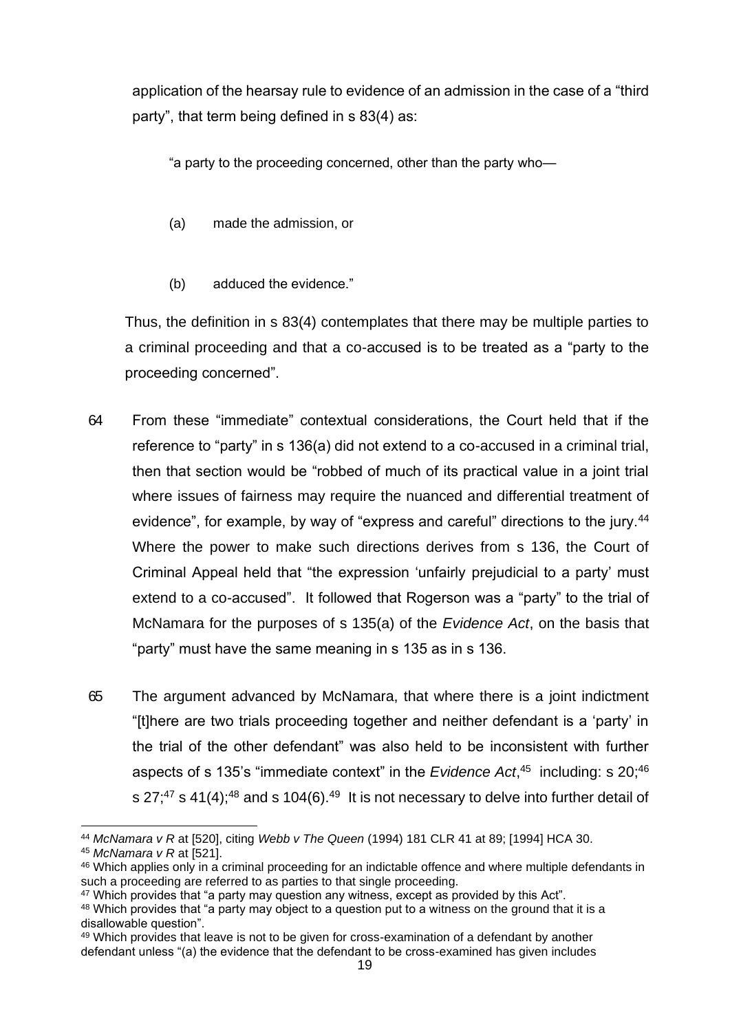application of the hearsay rule to evidence of an admission in the case of a "third party", that term being defined in s 83(4) as:

> "a party to the proceeding concerned, other than the party who—
>
> (a) made the admission, or
>
> (b) adduced the evidence."

Thus, the definition in s 83(4) contemplates that there may be multiple parties to a criminal proceeding and that a co-accused is to be treated as a "party to the proceeding concerned".

64 From these "immediate" contextual considerations, the Court held that if the reference to "party" in s 136(a) did not extend to a co-accused in a criminal trial, then that section would be "robbed of much of its practical value in a joint trial where issues of fairness may require the nuanced and differential treatment of evidence", for example, by way of "express and careful" directions to the jury.[44] Where the power to make such directions derives from s 136, the Court of Criminal Appeal held that "the expression 'unfairly prejudicial to a party' must extend to a co-accused". It followed that Rogerson was a "party" to the trial of McNamara for the purposes of s 135(a) of the *Evidence Act*, on the basis that "party" must have the same meaning in s 135 as in s 136.

65 The argument advanced by McNamara, that where there is a joint indictment "[t]here are two trials proceeding together and neither defendant is a 'party' in the trial of the other defendant" was also held to be inconsistent with further aspects of s 135's "immediate context" in the *Evidence Act*,[45] including: s 20;[46] s 27;[47] s 41(4);[48] and s 104(6).[49] It is not necessary to delve into further detail of

---

[44] *McNamara v R* at [520], citing *Webb v The Queen* (1994) 181 CLR 41 at 89; [1994] HCA 30.

[45] *McNamara v R* at [521].

[46] Which applies only in a criminal proceeding for an indictable offence and where multiple defendants in such a proceeding are referred to as parties to that single proceeding.

[47] Which provides that "a party may question any witness, except as provided by this Act".

[48] Which provides that "a party may object to a question put to a witness on the ground that it is a disallowable question".

[49] Which provides that leave is not to be given for cross-examination of a defendant by another defendant unless "(a) the evidence that the defendant to be cross-examined has given includes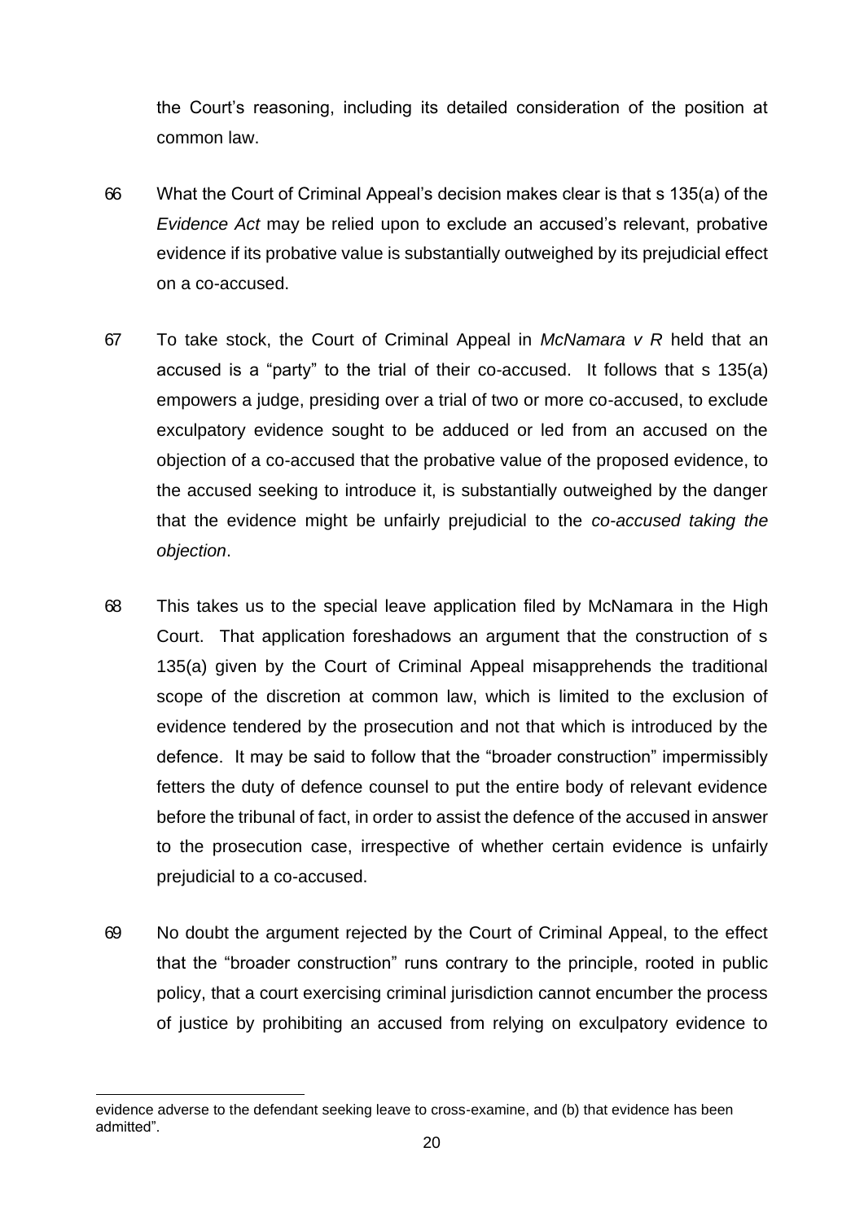the Court's reasoning, including its detailed consideration of the position at common law.

66 What the Court of Criminal Appeal's decision makes clear is that s 135(a) of the *Evidence Act* may be relied upon to exclude an accused's relevant, probative evidence if its probative value is substantially outweighed by its prejudicial effect on a co-accused.

67 To take stock, the Court of Criminal Appeal in *McNamara v R* held that an accused is a "party" to the trial of their co-accused. It follows that s 135(a) empowers a judge, presiding over a trial of two or more co-accused, to exclude exculpatory evidence sought to be adduced or led from an accused on the objection of a co-accused that the probative value of the proposed evidence, to the accused seeking to introduce it, is substantially outweighed by the danger that the evidence might be unfairly prejudicial to the *co-accused taking the objection*.

68 This takes us to the special leave application filed by McNamara in the High Court. That application foreshadows an argument that the construction of s 135(a) given by the Court of Criminal Appeal misapprehends the traditional scope of the discretion at common law, which is limited to the exclusion of evidence tendered by the prosecution and not that which is introduced by the defence. It may be said to follow that the "broader construction" impermissibly fetters the duty of defence counsel to put the entire body of relevant evidence before the tribunal of fact, in order to assist the defence of the accused in answer to the prosecution case, irrespective of whether certain evidence is unfairly prejudicial to a co-accused.

69 No doubt the argument rejected by the Court of Criminal Appeal, to the effect that the "broader construction" runs contrary to the principle, rooted in public policy, that a court exercising criminal jurisdiction cannot encumber the process of justice by prohibiting an accused from relying on exculpatory evidence to

---

evidence adverse to the defendant seeking leave to cross-examine, and (b) that evidence has been admitted".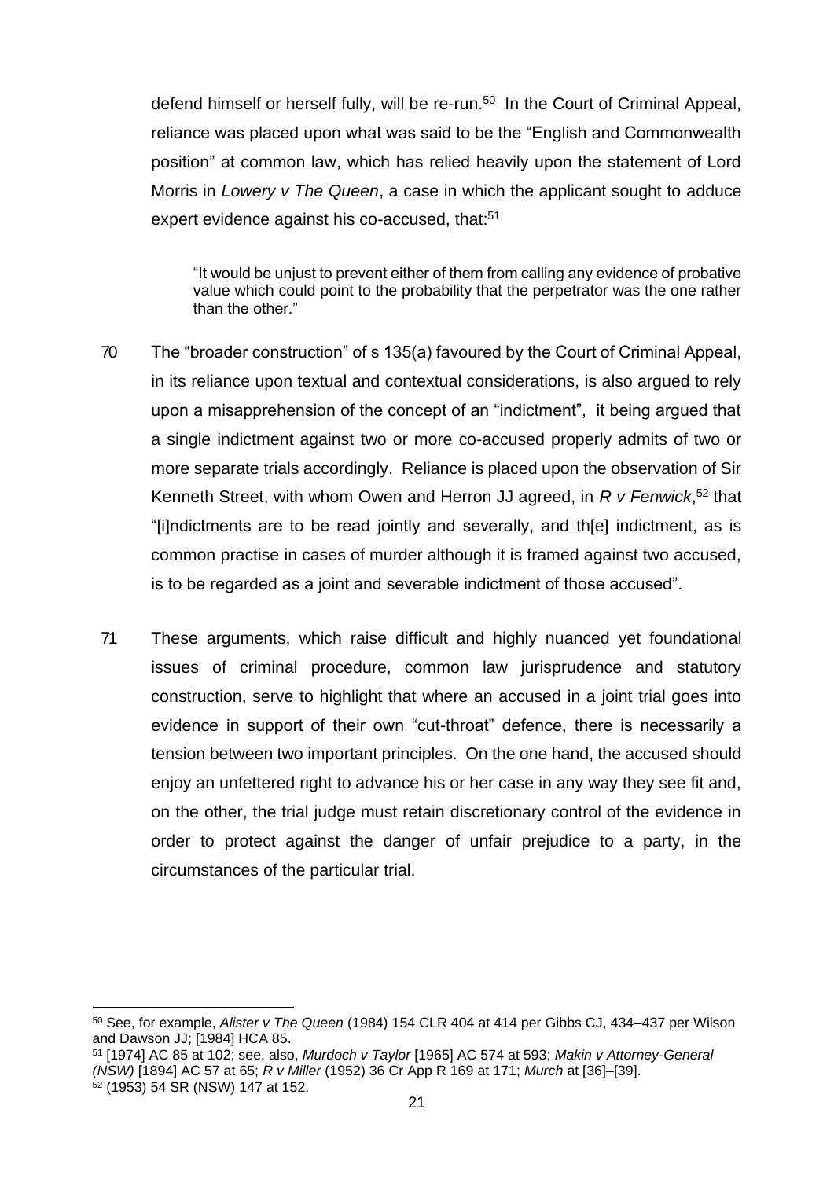defend himself or herself fully, will be re-run.[50] In the Court of Criminal Appeal, reliance was placed upon what was said to be the "English and Commonwealth position" at common law, which has relied heavily upon the statement of Lord Morris in *Lowery v The Queen*, a case in which the applicant sought to adduce expert evidence against his co-accused, that:[51]

> "It would be unjust to prevent either of them from calling any evidence of probative value which could point to the probability that the perpetrator was the one rather than the other."

70 The "broader construction" of s 135(a) favoured by the Court of Criminal Appeal, in its reliance upon textual and contextual considerations, is also argued to rely upon a misapprehension of the concept of an "indictment", it being argued that a single indictment against two or more co-accused properly admits of two or more separate trials accordingly. Reliance is placed upon the observation of Sir Kenneth Street, with whom Owen and Herron JJ agreed, in *R v Fenwick*,[52] that "[i]ndictments are to be read jointly and severally, and th[e] indictment, as is common practise in cases of murder although it is framed against two accused, is to be regarded as a joint and severable indictment of those accused".

71 These arguments, which raise difficult and highly nuanced yet foundational issues of criminal procedure, common law jurisprudence and statutory construction, serve to highlight that where an accused in a joint trial goes into evidence in support of their own "cut-throat" defence, there is necessarily a tension between two important principles. On the one hand, the accused should enjoy an unfettered right to advance his or her case in any way they see fit and, on the other, the trial judge must retain discretionary control of the evidence in order to protect against the danger of unfair prejudice to a party, in the circumstances of the particular trial.

---

[50] See, for example, *Alister v The Queen* (1984) 154 CLR 404 at 414 per Gibbs CJ, 434–437 per Wilson and Dawson JJ; [1984] HCA 85.

[51] [1974] AC 85 at 102; see, also, *Murdoch v Taylor* [1965] AC 574 at 593; *Makin v Attorney-General (NSW)* [1894] AC 57 at 65; *R v Miller* (1952) 36 Cr App R 169 at 171; *Murch* at [36]–[39].

[52] (1953) 54 SR (NSW) 147 at 152.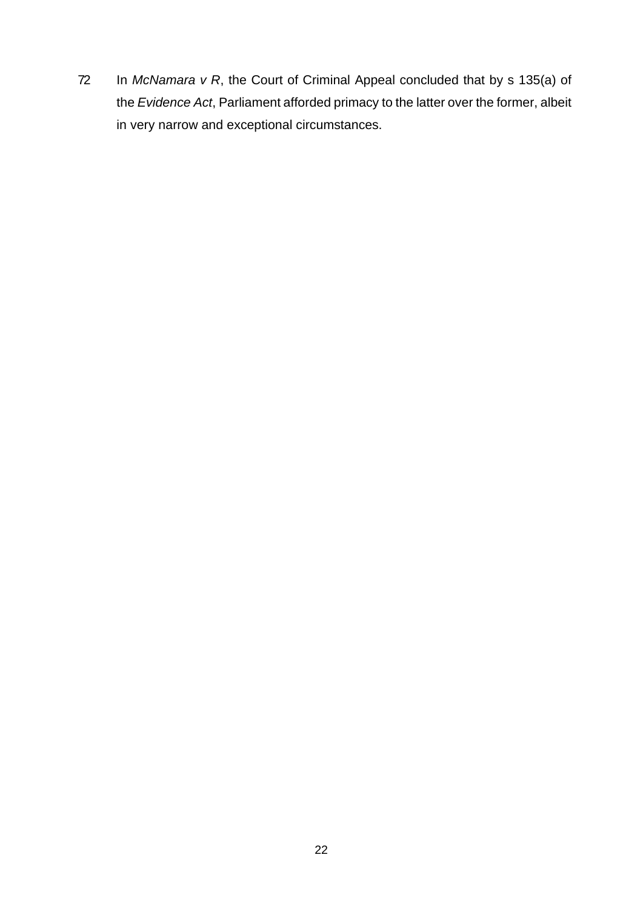72 In *McNamara v R*, the Court of Criminal Appeal concluded that by s 135(a) of the *Evidence Act*, Parliament afforded primacy to the latter over the former, albeit in very narrow and exceptional circumstances.